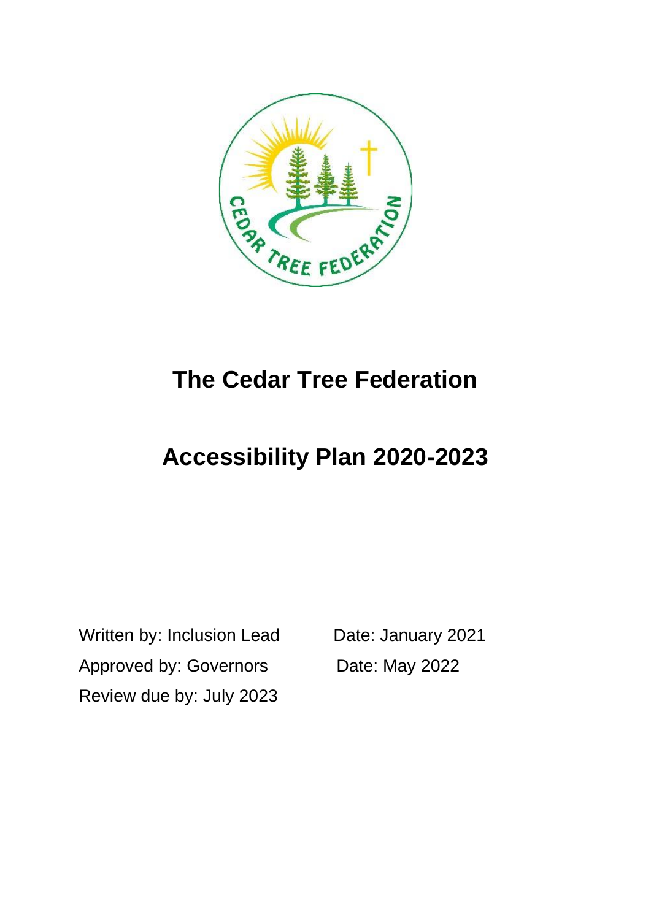# The Cedar Tree Federation

# Accessibility Plan 2020-2023

Written by: Inclusion Lead   Date: January 2021

Approved by: Governors   Date: May 2022

Review due by: July 2023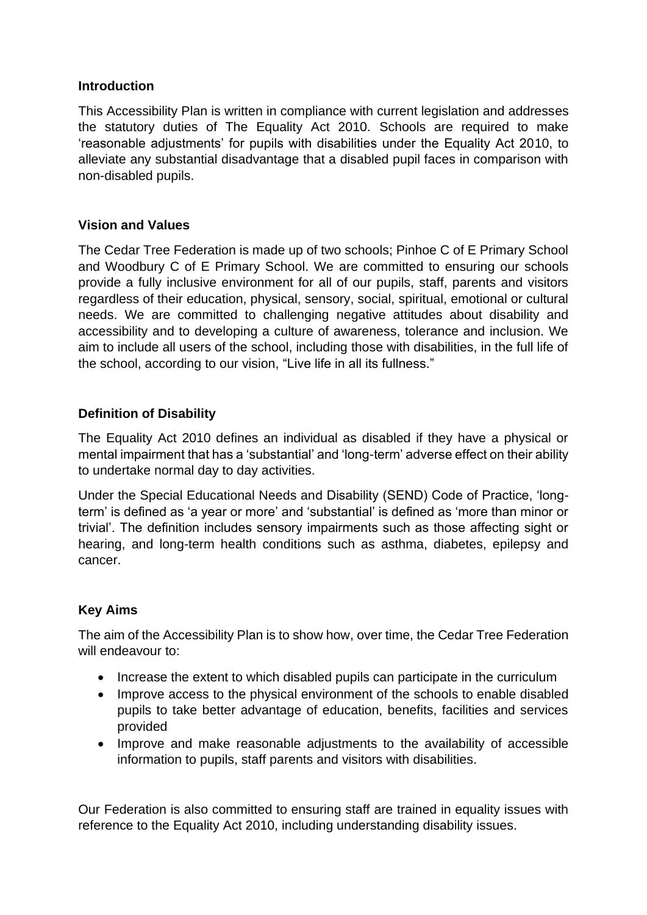**Introduction**

This Accessibility Plan is written in compliance with current legislation and addresses the statutory duties of The Equality Act 2010. Schools are required to make 'reasonable adjustments' for pupils with disabilities under the Equality Act 2010, to alleviate any substantial disadvantage that a disabled pupil faces in comparison with non-disabled pupils.

**Vision and Values**

The Cedar Tree Federation is made up of two schools; Pinhoe C of E Primary School and Woodbury C of E Primary School. We are committed to ensuring our schools provide a fully inclusive environment for all of our pupils, staff, parents and visitors regardless of their education, physical, sensory, social, spiritual, emotional or cultural needs. We are committed to challenging negative attitudes about disability and accessibility and to developing a culture of awareness, tolerance and inclusion. We aim to include all users of the school, including those with disabilities, in the full life of the school, according to our vision, "Live life in all its fullness."

**Definition of Disability**

The Equality Act 2010 defines an individual as disabled if they have a physical or mental impairment that has a 'substantial' and 'long-term' adverse effect on their ability to undertake normal day to day activities.

Under the Special Educational Needs and Disability (SEND) Code of Practice, 'long-term' is defined as 'a year or more' and 'substantial' is defined as 'more than minor or trivial'. The definition includes sensory impairments such as those affecting sight or hearing, and long-term health conditions such as asthma, diabetes, epilepsy and cancer.

**Key Aims**

The aim of the Accessibility Plan is to show how, over time, the Cedar Tree Federation will endeavour to:

- Increase the extent to which disabled pupils can participate in the curriculum
- Improve access to the physical environment of the schools to enable disabled pupils to take better advantage of education, benefits, facilities and services provided
- Improve and make reasonable adjustments to the availability of accessible information to pupils, staff parents and visitors with disabilities.

Our Federation is also committed to ensuring staff are trained in equality issues with reference to the Equality Act 2010, including understanding disability issues.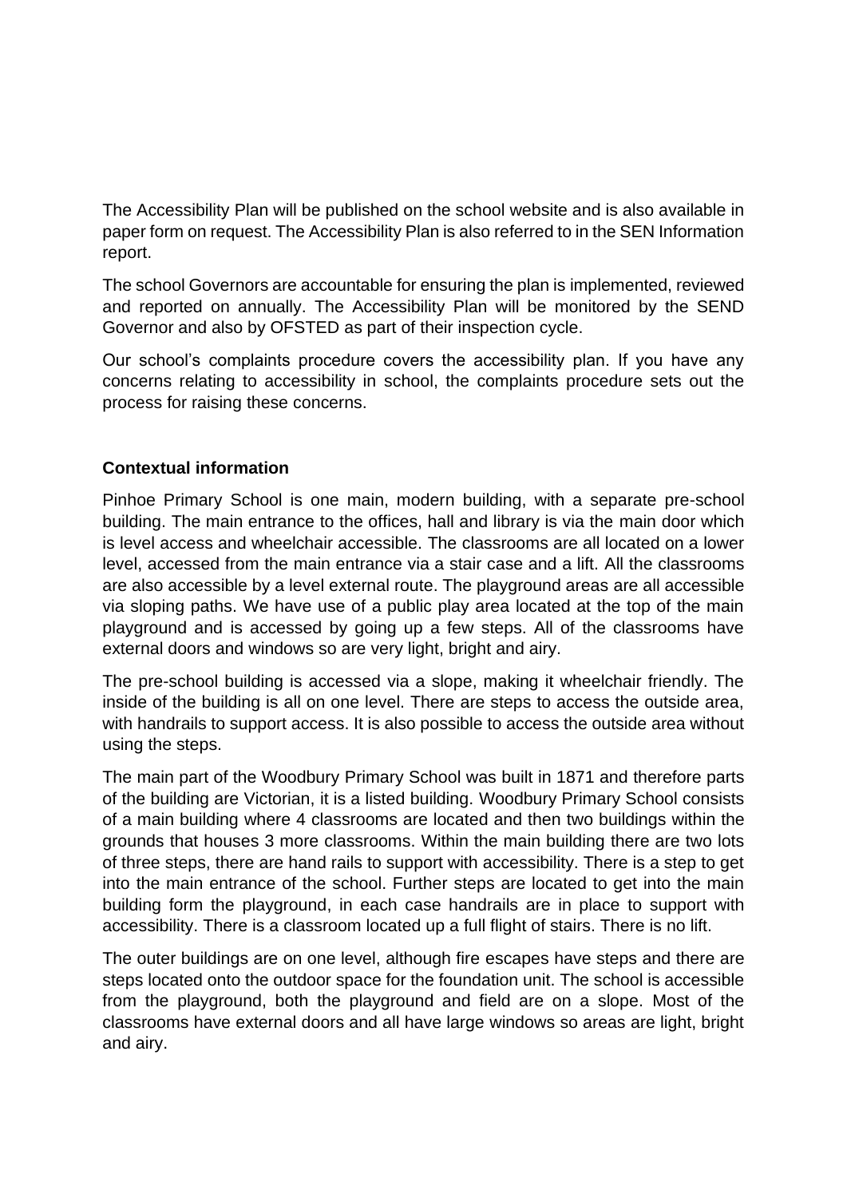The Accessibility Plan will be published on the school website and is also available in paper form on request. The Accessibility Plan is also referred to in the SEN Information report.

The school Governors are accountable for ensuring the plan is implemented, reviewed and reported on annually. The Accessibility Plan will be monitored by the SEND Governor and also by OFSTED as part of their inspection cycle.

Our school's complaints procedure covers the accessibility plan. If you have any concerns relating to accessibility in school, the complaints procedure sets out the process for raising these concerns.

**Contextual information**

Pinhoe Primary School is one main, modern building, with a separate pre-school building. The main entrance to the offices, hall and library is via the main door which is level access and wheelchair accessible. The classrooms are all located on a lower level, accessed from the main entrance via a stair case and a lift. All the classrooms are also accessible by a level external route. The playground areas are all accessible via sloping paths. We have use of a public play area located at the top of the main playground and is accessed by going up a few steps. All of the classrooms have external doors and windows so are very light, bright and airy.

The pre-school building is accessed via a slope, making it wheelchair friendly. The inside of the building is all on one level. There are steps to access the outside area, with handrails to support access. It is also possible to access the outside area without using the steps.

The main part of the Woodbury Primary School was built in 1871 and therefore parts of the building are Victorian, it is a listed building. Woodbury Primary School consists of a main building where 4 classrooms are located and then two buildings within the grounds that houses 3 more classrooms. Within the main building there are two lots of three steps, there are hand rails to support with accessibility. There is a step to get into the main entrance of the school. Further steps are located to get into the main building form the playground, in each case handrails are in place to support with accessibility. There is a classroom located up a full flight of stairs. There is no lift.

The outer buildings are on one level, although fire escapes have steps and there are steps located onto the outdoor space for the foundation unit. The school is accessible from the playground, both the playground and field are on a slope. Most of the classrooms have external doors and all have large windows so areas are light, bright and airy.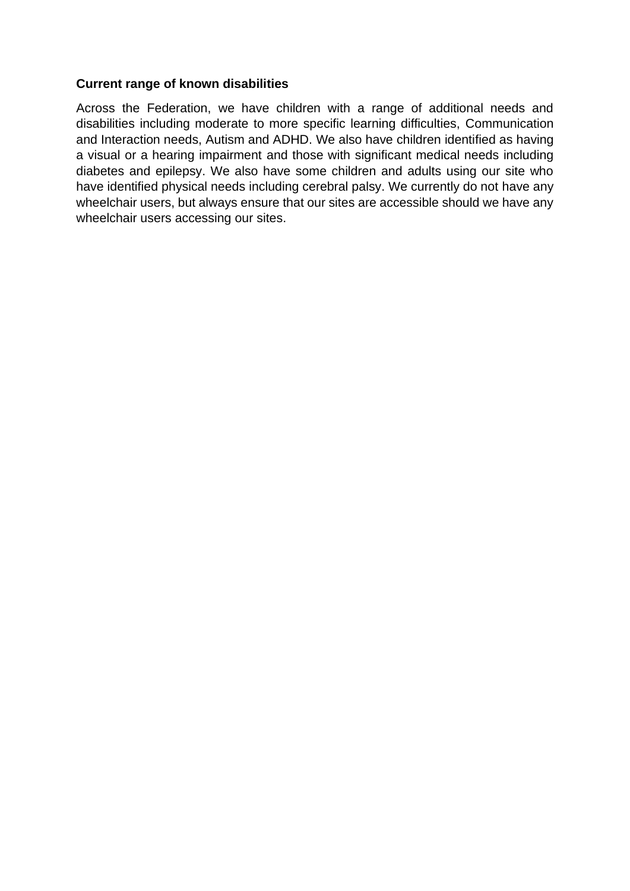**Current range of known disabilities**

Across the Federation, we have children with a range of additional needs and disabilities including moderate to more specific learning difficulties, Communication and Interaction needs, Autism and ADHD. We also have children identified as having a visual or a hearing impairment and those with significant medical needs including diabetes and epilepsy. We also have some children and adults using our site who have identified physical needs including cerebral palsy. We currently do not have any wheelchair users, but always ensure that our sites are accessible should we have any wheelchair users accessing our sites.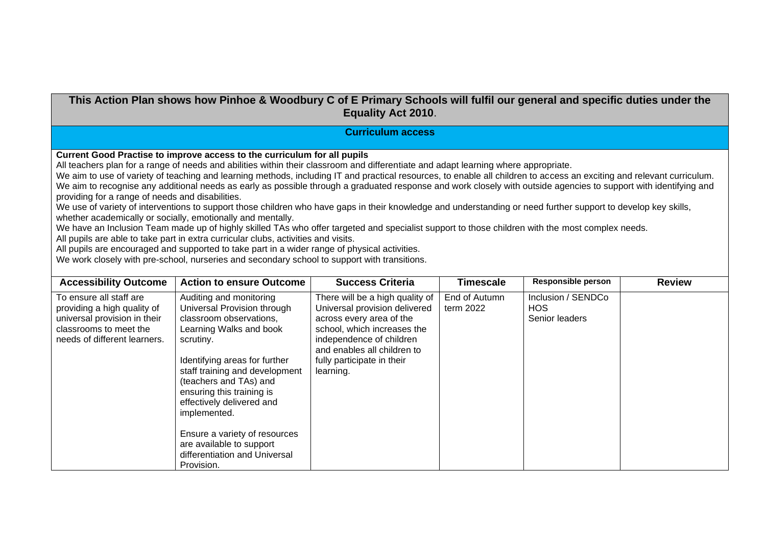**This Action Plan shows how Pinhoe & Woodbury C of E Primary Schools will fulfil our general and specific duties under the Equality Act 2010**.

## Curriculum access

**Current Good Practise to improve access to the curriculum for all pupils**

All teachers plan for a range of needs and abilities within their classroom and differentiate and adapt learning where appropriate.
We aim to use of variety of teaching and learning methods, including IT and practical resources, to enable all children to access an exciting and relevant curriculum.
We aim to recognise any additional needs as early as possible through a graduated response and work closely with outside agencies to support with identifying and providing for a range of needs and disabilities.
We use of variety of interventions to support those children who have gaps in their knowledge and understanding or need further support to develop key skills, whether academically or socially, emotionally and mentally.
We have an Inclusion Team made up of highly skilled TAs who offer targeted and specialist support to those children with the most complex needs.
All pupils are able to take part in extra curricular clubs, activities and visits.
All pupils are encouraged and supported to take part in a wider range of physical activities.
We work closely with pre-school, nurseries and secondary school to support with transitions.

| Accessibility Outcome | Action to ensure Outcome | Success Criteria | Timescale | Responsible person | Review |
|---|---|---|---|---|---|
| To ensure all staff are providing a high quality of universal provision in their classrooms to meet the needs of different learners. | Auditing and monitoring Universal Provision through classroom observations, Learning Walks and book scrutiny.<br><br>Identifying areas for further staff training and development (teachers and TAs) and ensuring this training is effectively delivered and implemented.<br><br>Ensure a variety of resources are available to support differentiation and Universal Provision. | There will be a high quality of Universal provision delivered across every area of the school, which increases the independence of children and enables all children to fully participate in their learning. | End of Autumn term 2022 | Inclusion / SENDCo<br>HOS<br>Senior leaders | |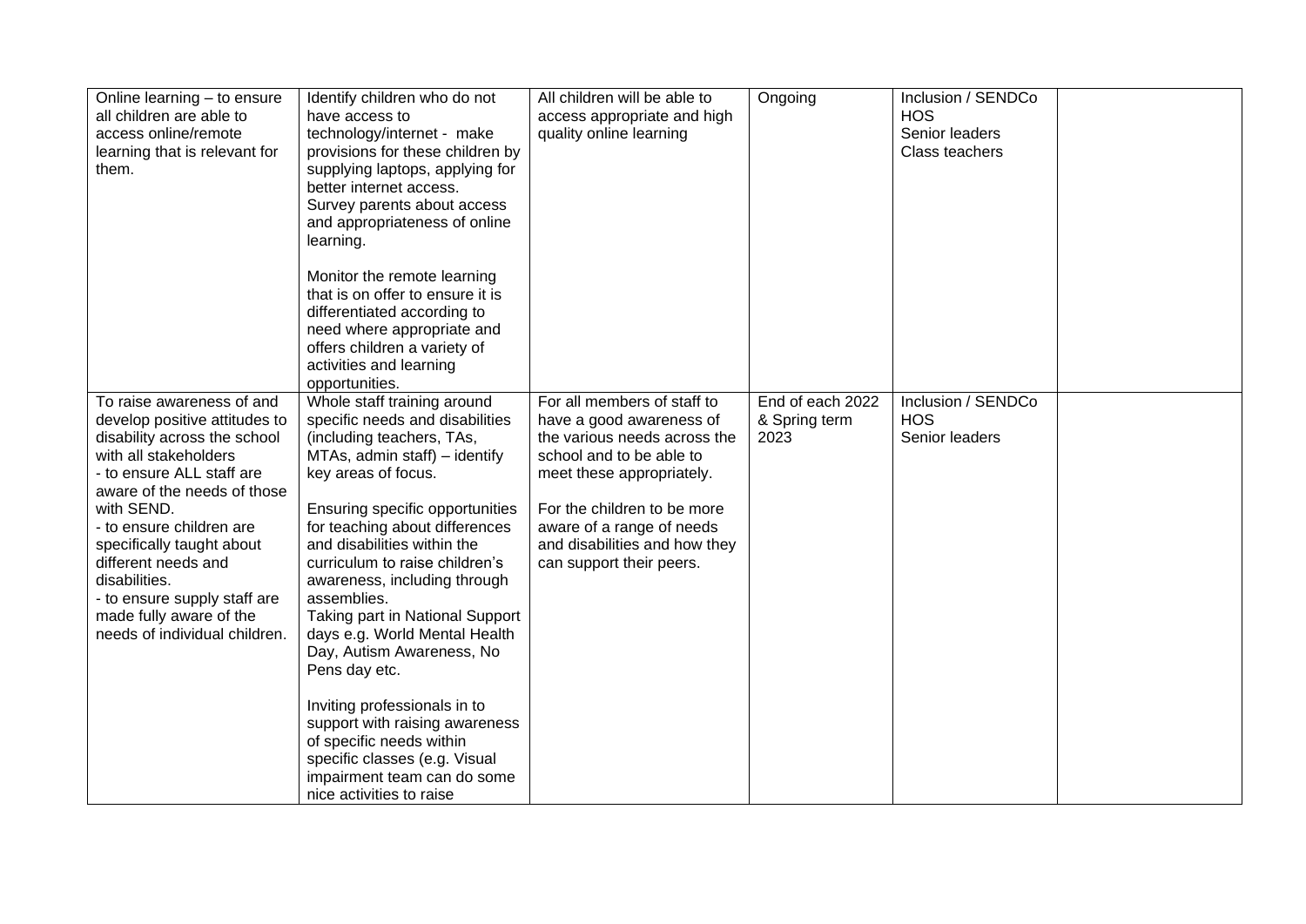| | | | | | |
|---|---|---|---|---|---|
| Online learning – to ensure all children are able to access online/remote learning that is relevant for them. | Identify children who do not have access to technology/internet - make provisions for these children by supplying laptops, applying for better internet access.<br>Survey parents about access and appropriateness of online learning.<br><br>Monitor the remote learning that is on offer to ensure it is differentiated according to need where appropriate and offers children a variety of activities and learning opportunities. | All children will be able to access appropriate and high quality online learning | Ongoing | Inclusion / SENDCo<br>HOS<br>Senior leaders<br>Class teachers | |
| To raise awareness of and develop positive attitudes to disability across the school with all stakeholders<br>- to ensure ALL staff are aware of the needs of those with SEND.<br>- to ensure children are specifically taught about different needs and disabilities.<br>- to ensure supply staff are made fully aware of the needs of individual children. | Whole staff training around specific needs and disabilities (including teachers, TAs, MTAs, admin staff) – identify key areas of focus.<br><br>Ensuring specific opportunities for teaching about differences and disabilities within the curriculum to raise children's awareness, including through assemblies.<br>Taking part in National Support days e.g. World Mental Health Day, Autism Awareness, No Pens day etc.<br><br>Inviting professionals in to support with raising awareness of specific needs within specific classes (e.g. Visual impairment team can do some nice activities to raise | For all members of staff to have a good awareness of the various needs across the school and to be able to meet these appropriately.<br><br>For the children to be more aware of a range of needs and disabilities and how they can support their peers. | End of each 2022 & Spring term 2023 | Inclusion / SENDCo<br>HOS<br>Senior leaders | |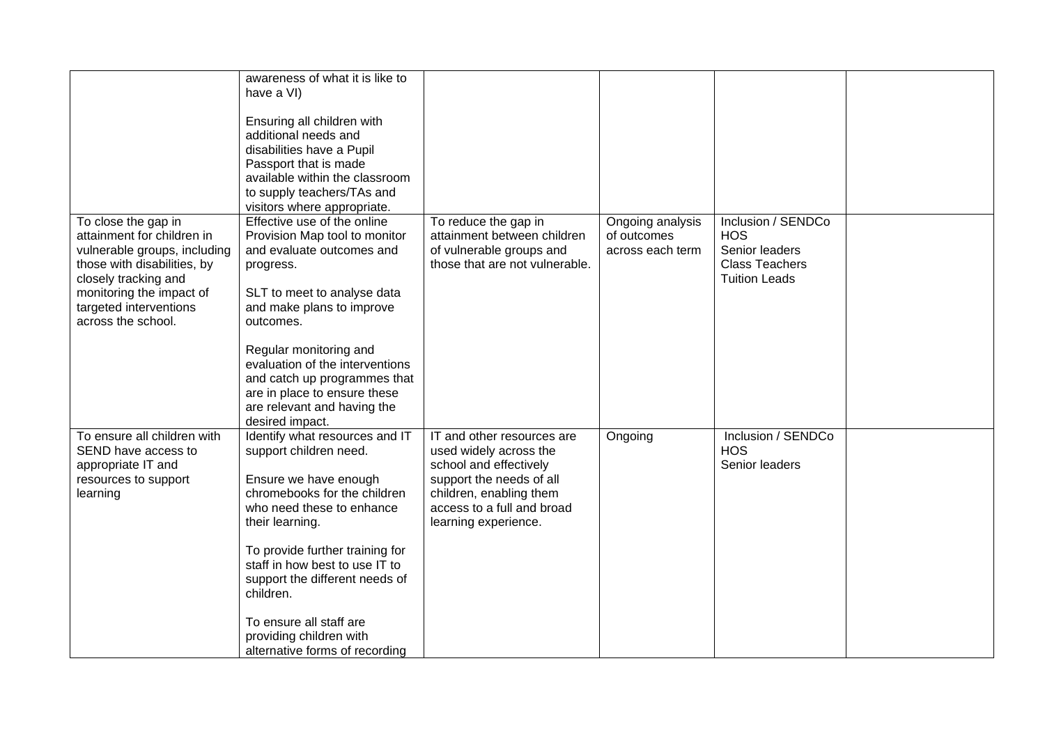| | | | | | |
|---|---|---|---|---|---|
| | awareness of what it is like to have a VI)<br><br>Ensuring all children with additional needs and disabilities have a Pupil Passport that is made available within the classroom to supply teachers/TAs and visitors where appropriate. | | | | |
| To close the gap in attainment for children in vulnerable groups, including those with disabilities, by closely tracking and monitoring the impact of targeted interventions across the school. | Effective use of the online Provision Map tool to monitor and evaluate outcomes and progress.<br><br>SLT to meet to analyse data and make plans to improve outcomes.<br><br>Regular monitoring and evaluation of the interventions and catch up programmes that are in place to ensure these are relevant and having the desired impact. | To reduce the gap in attainment between children of vulnerable groups and those that are not vulnerable. | Ongoing analysis of outcomes across each term | Inclusion / SENDCo<br>HOS<br>Senior leaders<br>Class Teachers<br>Tuition Leads | |
| To ensure all children with SEND have access to appropriate IT and resources to support learning | Identify what resources and IT support children need.<br><br>Ensure we have enough chromebooks for the children who need these to enhance their learning.<br><br>To provide further training for staff in how best to use IT to support the different needs of children.<br><br>To ensure all staff are providing children with alternative forms of recording | IT and other resources are used widely across the school and effectively support the needs of all children, enabling them access to a full and broad learning experience. | Ongoing | Inclusion / SENDCo<br>HOS<br>Senior leaders | |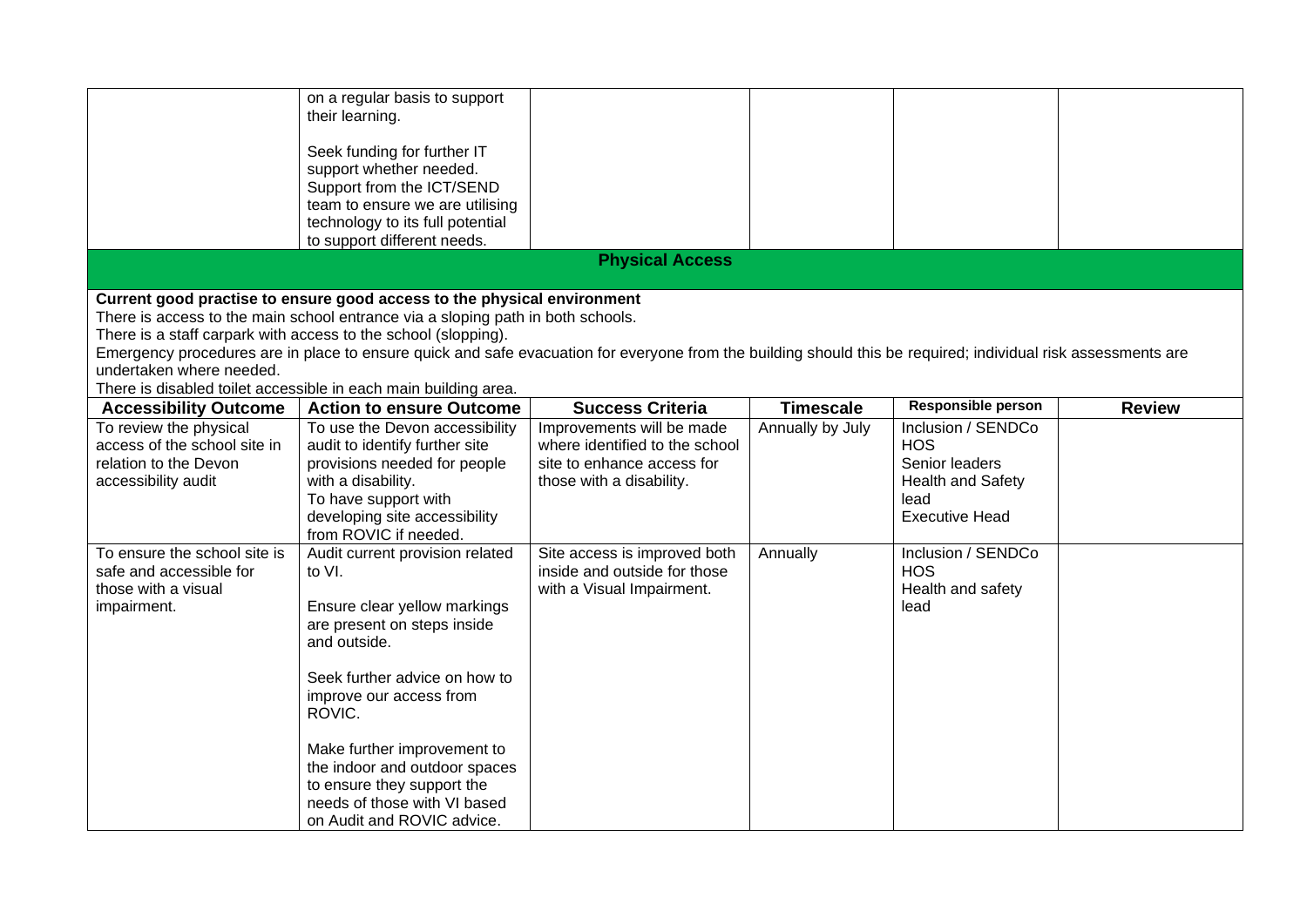| | on a regular basis to support their learning.<br><br>Seek funding for further IT support whether needed.<br>Support from the ICT/SEND team to ensure we are utilising technology to its full potential to support different needs. | | | | |
|---|---|---|---|---|---|

## Physical Access

**Current good practise to ensure good access to the physical environment**

There is access to the main school entrance via a sloping path in both schools.
There is a staff carpark with access to the school (slopping).
Emergency procedures are in place to ensure quick and safe evacuation for everyone from the building should this be required; individual risk assessments are undertaken where needed.
There is disabled toilet accessible in each main building area.

| Accessibility Outcome | Action to ensure Outcome | Success Criteria | Timescale | Responsible person | Review |
|---|---|---|---|---|---|
| To review the physical access of the school site in relation to the Devon accessibility audit | To use the Devon accessibility audit to identify further site provisions needed for people with a disability.<br>To have support with developing site accessibility from ROVIC if needed. | Improvements will be made where identified to the school site to enhance access for those with a disability. | Annually by July | Inclusion / SENDCo<br>HOS<br>Senior leaders<br>Health and Safety lead<br>Executive Head | |
| To ensure the school site is safe and accessible for those with a visual impairment. | Audit current provision related to VI.<br><br>Ensure clear yellow markings are present on steps inside and outside.<br><br>Seek further advice on how to improve our access from ROVIC.<br><br>Make further improvement to the indoor and outdoor spaces to ensure they support the needs of those with VI based on Audit and ROVIC advice. | Site access is improved both inside and outside for those with a Visual Impairment. | Annually | Inclusion / SENDCo<br>HOS<br>Health and safety lead | |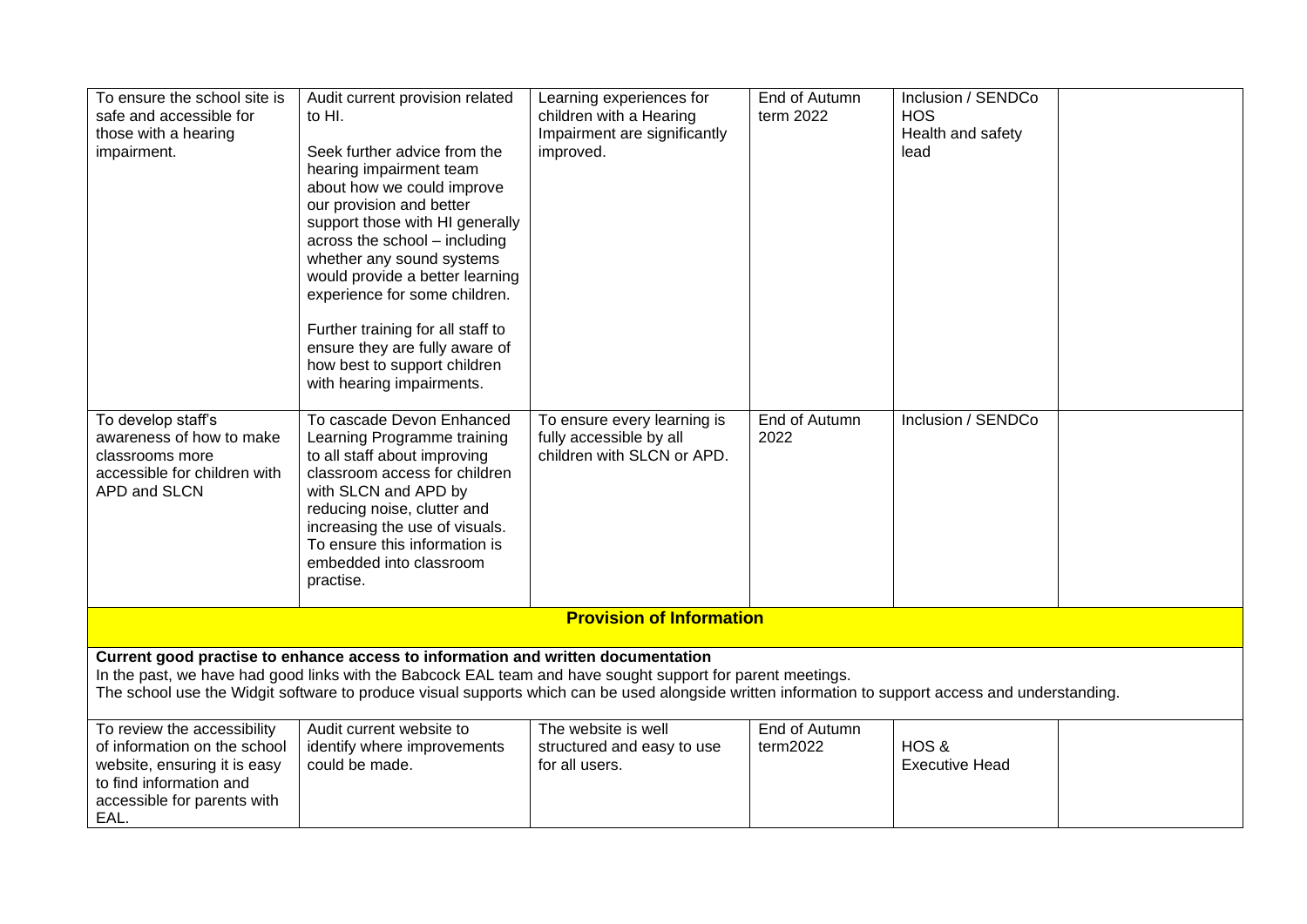| | | | | | |
|---|---|---|---|---|---|
| To ensure the school site is safe and accessible for those with a hearing impairment. | Audit current provision related to HI.<br><br>Seek further advice from the hearing impairment team about how we could improve our provision and better support those with HI generally across the school – including whether any sound systems would provide a better learning experience for some children.<br><br>Further training for all staff to ensure they are fully aware of how best to support children with hearing impairments. | Learning experiences for children with a Hearing Impairment are significantly improved. | End of Autumn term 2022 | Inclusion / SENDCo<br>HOS<br>Health and safety lead | |
| To develop staff's awareness of how to make classrooms more accessible for children with APD and SLCN | To cascade Devon Enhanced Learning Programme training to all staff about improving classroom access for children with SLCN and APD by reducing noise, clutter and increasing the use of visuals. To ensure this information is embedded into classroom practise. | To ensure every learning is fully accessible by all children with SLCN or APD. | End of Autumn 2022 | Inclusion / SENDCo | |

## Provision of Information

**Current good practise to enhance access to information and written documentation**

In the past, we have had good links with the Babcock EAL team and have sought support for parent meetings.

The school use the Widgit software to produce visual supports which can be used alongside written information to support access and understanding.

| | | | | | |
|---|---|---|---|---|---|
| To review the accessibility of information on the school website, ensuring it is easy to find information and accessible for parents with EAL. | Audit current website to identify where improvements could be made. | The website is well structured and easy to use for all users. | End of Autumn term2022 | HOS &<br>Executive Head | |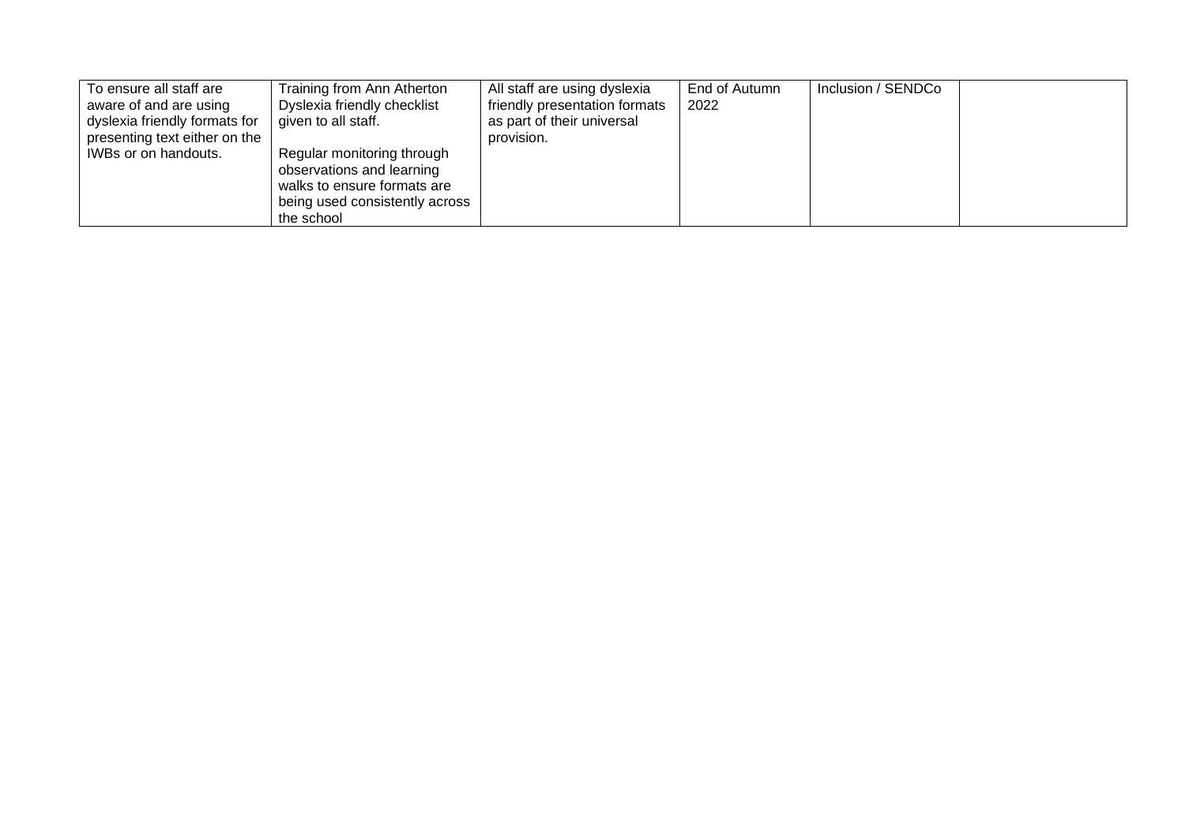| | | | | | |
|---|---|---|---|---|---|
| To ensure all staff are aware of and are using dyslexia friendly formats for presenting text either on the IWBs or on handouts. | Training from Ann Atherton Dyslexia friendly checklist given to all staff.<br><br>Regular monitoring through observations and learning walks to ensure formats are being used consistently across the school | All staff are using dyslexia friendly presentation formats as part of their universal provision. | End of Autumn 2022 | Inclusion / SENDCo | |